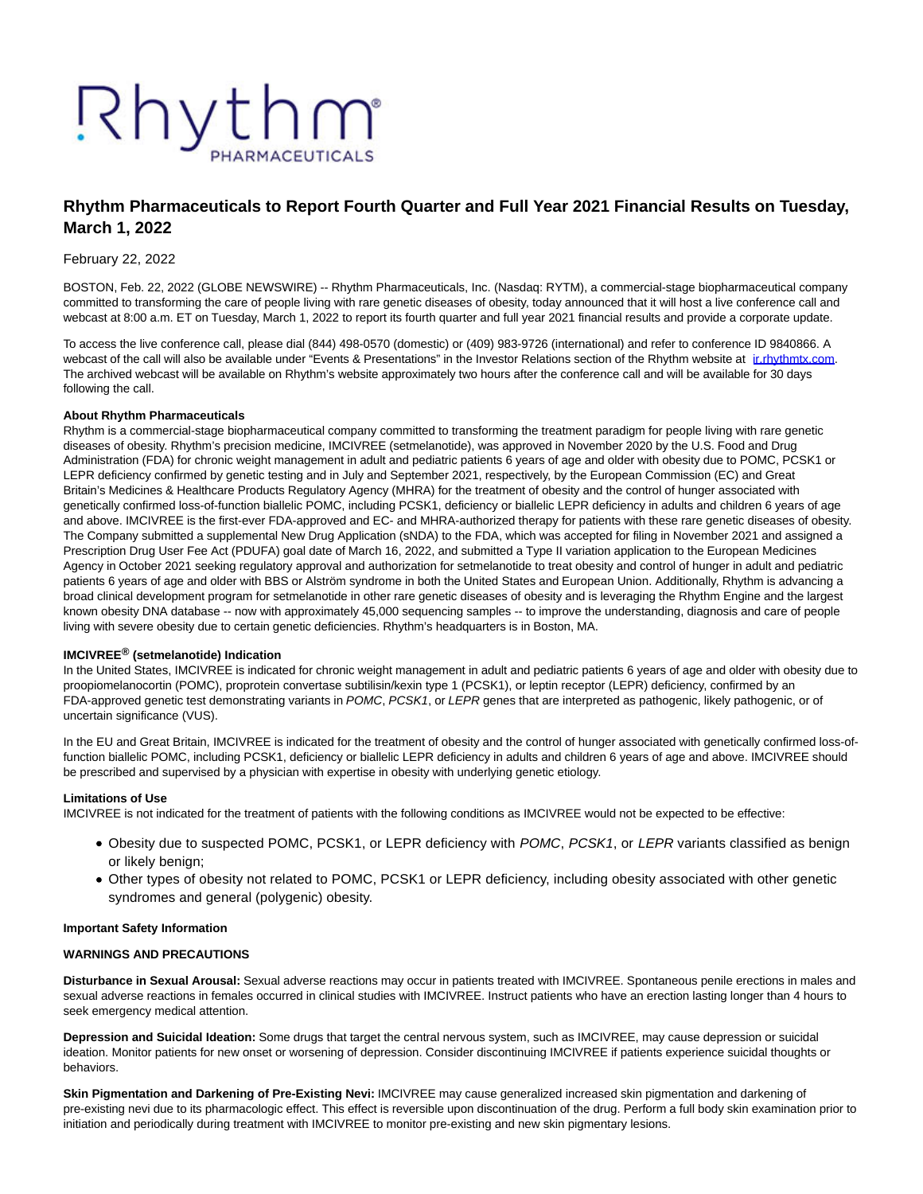Rhythm PHARMACEUTICALS

# Rhythm Pharmaceuticals to Report Fourth Quarter and Full Year 2021 Financial Results on Tuesday, March 1, 2022

February 22, 2022

BOSTON, Feb. 22, 2022 (GLOBE NEWSWIRE) -- Rhythm Pharmaceuticals, Inc. (Nasdaq: RYTM), a commercial-stage biopharmaceutical company committed to transforming the care of people living with rare genetic diseases of obesity, today announced that it will host a live conference call and webcast at 8:00 a.m. ET on Tuesday, March 1, 2022 to report its fourth quarter and full year 2021 financial results and provide a corporate update.

To access the live conference call, please dial (844) 498-0570 (domestic) or (409) 983-9726 (international) and refer to conference ID 9840866. A webcast of the call will also be available under "Events & Presentations" in the Investor Relations section of the Rhythm website at ir.rhythmtx.com. The archived webcast will be available on Rhythm's website approximately two hours after the conference call and will be available for 30 days following the call.

**About Rhythm Pharmaceuticals**

Rhythm is a commercial-stage biopharmaceutical company committed to transforming the treatment paradigm for people living with rare genetic diseases of obesity. Rhythm's precision medicine, IMCIVREE (setmelanotide), was approved in November 2020 by the U.S. Food and Drug Administration (FDA) for chronic weight management in adult and pediatric patients 6 years of age and older with obesity due to POMC, PCSK1 or LEPR deficiency confirmed by genetic testing and in July and September 2021, respectively, by the European Commission (EC) and Great Britain's Medicines & Healthcare Products Regulatory Agency (MHRA) for the treatment of obesity and the control of hunger associated with genetically confirmed loss-of-function biallelic POMC, including PCSK1, deficiency or biallelic LEPR deficiency in adults and children 6 years of age and above. IMCIVREE is the first-ever FDA-approved and EC- and MHRA-authorized therapy for patients with these rare genetic diseases of obesity. The Company submitted a supplemental New Drug Application (sNDA) to the FDA, which was accepted for filing in November 2021 and assigned a Prescription Drug User Fee Act (PDUFA) goal date of March 16, 2022, and submitted a Type II variation application to the European Medicines Agency in October 2021 seeking regulatory approval and authorization for setmelanotide to treat obesity and control of hunger in adult and pediatric patients 6 years of age and older with BBS or Alström syndrome in both the United States and European Union. Additionally, Rhythm is advancing a broad clinical development program for setmelanotide in other rare genetic diseases of obesity and is leveraging the Rhythm Engine and the largest known obesity DNA database -- now with approximately 45,000 sequencing samples -- to improve the understanding, diagnosis and care of people living with severe obesity due to certain genetic deficiencies. Rhythm's headquarters is in Boston, MA.

**IMCIVREE® (setmelanotide) Indication**

In the United States, IMCIVREE is indicated for chronic weight management in adult and pediatric patients 6 years of age and older with obesity due to proopiomelanocortin (POMC), proprotein convertase subtilisin/kexin type 1 (PCSK1), or leptin receptor (LEPR) deficiency, confirmed by an FDA-approved genetic test demonstrating variants in *POMC*, *PCSK1*, or *LEPR* genes that are interpreted as pathogenic, likely pathogenic, or of uncertain significance (VUS).

In the EU and Great Britain, IMCIVREE is indicated for the treatment of obesity and the control of hunger associated with genetically confirmed loss-of-function biallelic POMC, including PCSK1, deficiency or biallelic LEPR deficiency in adults and children 6 years of age and above. IMCIVREE should be prescribed and supervised by a physician with expertise in obesity with underlying genetic etiology.

**Limitations of Use**

IMCIVREE is not indicated for the treatment of patients with the following conditions as IMCIVREE would not be expected to be effective:

- Obesity due to suspected POMC, PCSK1, or LEPR deficiency with *POMC*, *PCSK1*, or *LEPR* variants classified as benign or likely benign;
- Other types of obesity not related to POMC, PCSK1 or LEPR deficiency, including obesity associated with other genetic syndromes and general (polygenic) obesity.

**Important Safety Information**

**WARNINGS AND PRECAUTIONS**

**Disturbance in Sexual Arousal:** Sexual adverse reactions may occur in patients treated with IMCIVREE. Spontaneous penile erections in males and sexual adverse reactions in females occurred in clinical studies with IMCIVREE. Instruct patients who have an erection lasting longer than 4 hours to seek emergency medical attention.

**Depression and Suicidal Ideation:** Some drugs that target the central nervous system, such as IMCIVREE, may cause depression or suicidal ideation. Monitor patients for new onset or worsening of depression. Consider discontinuing IMCIVREE if patients experience suicidal thoughts or behaviors.

**Skin Pigmentation and Darkening of Pre-Existing Nevi:** IMCIVREE may cause generalized increased skin pigmentation and darkening of pre-existing nevi due to its pharmacologic effect. This effect is reversible upon discontinuation of the drug. Perform a full body skin examination prior to initiation and periodically during treatment with IMCIVREE to monitor pre-existing and new skin pigmentary lesions.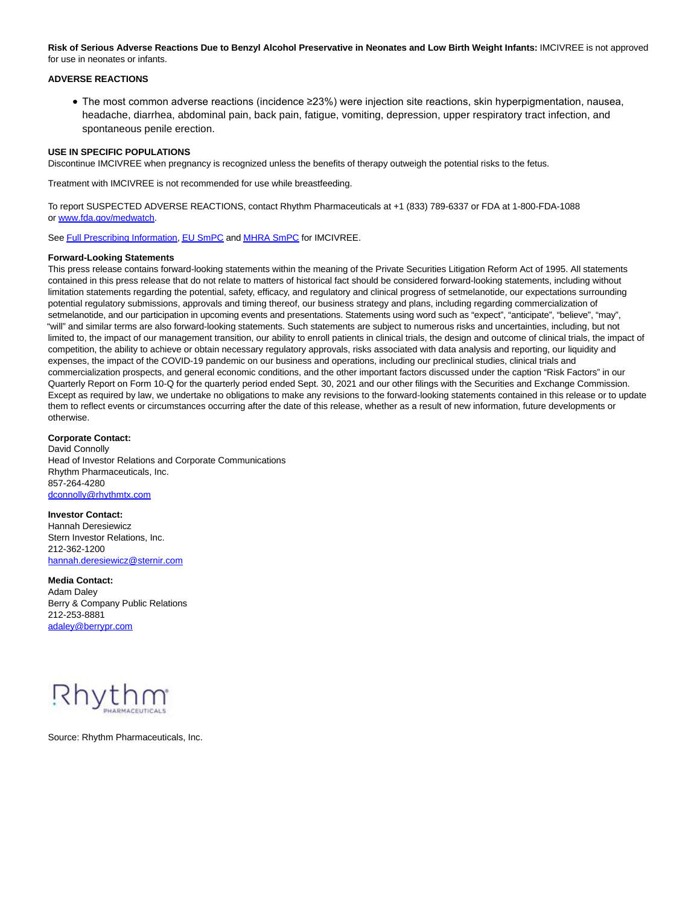**Risk of Serious Adverse Reactions Due to Benzyl Alcohol Preservative in Neonates and Low Birth Weight Infants:** IMCIVREE is not approved for use in neonates or infants.

**ADVERSE REACTIONS**

- The most common adverse reactions (incidence ≥23%) were injection site reactions, skin hyperpigmentation, nausea, headache, diarrhea, abdominal pain, back pain, fatigue, vomiting, depression, upper respiratory tract infection, and spontaneous penile erection.

**USE IN SPECIFIC POPULATIONS**

Discontinue IMCIVREE when pregnancy is recognized unless the benefits of therapy outweigh the potential risks to the fetus.

Treatment with IMCIVREE is not recommended for use while breastfeeding.

To report SUSPECTED ADVERSE REACTIONS, contact Rhythm Pharmaceuticals at +1 (833) 789-6337 or FDA at 1-800-FDA-1088 or www.fda.gov/medwatch.

See Full Prescribing Information, EU SmPC and MHRA SmPC for IMCIVREE.

**Forward-Looking Statements**

This press release contains forward-looking statements within the meaning of the Private Securities Litigation Reform Act of 1995. All statements contained in this press release that do not relate to matters of historical fact should be considered forward-looking statements, including without limitation statements regarding the potential, safety, efficacy, and regulatory and clinical progress of setmelanotide, our expectations surrounding potential regulatory submissions, approvals and timing thereof, our business strategy and plans, including regarding commercialization of setmelanotide, and our participation in upcoming events and presentations. Statements using word such as "expect", "anticipate", "believe", "may", "will" and similar terms are also forward-looking statements. Such statements are subject to numerous risks and uncertainties, including, but not limited to, the impact of our management transition, our ability to enroll patients in clinical trials, the design and outcome of clinical trials, the impact of competition, the ability to achieve or obtain necessary regulatory approvals, risks associated with data analysis and reporting, our liquidity and expenses, the impact of the COVID-19 pandemic on our business and operations, including our preclinical studies, clinical trials and commercialization prospects, and general economic conditions, and the other important factors discussed under the caption "Risk Factors" in our Quarterly Report on Form 10-Q for the quarterly period ended Sept. 30, 2021 and our other filings with the Securities and Exchange Commission. Except as required by law, we undertake no obligations to make any revisions to the forward-looking statements contained in this release or to update them to reflect events or circumstances occurring after the date of this release, whether as a result of new information, future developments or otherwise.

**Corporate Contact:**
David Connolly
Head of Investor Relations and Corporate Communications
Rhythm Pharmaceuticals, Inc.
857-264-4280
dconnolly@rhythmtx.com

**Investor Contact:**
Hannah Deresiewicz
Stern Investor Relations, Inc.
212-362-1200
hannah.deresiewicz@sternir.com

**Media Contact:**
Adam Daley
Berry & Company Public Relations
212-253-8881
adaley@berrypr.com

Rhythm PHARMACEUTICALS

Source: Rhythm Pharmaceuticals, Inc.